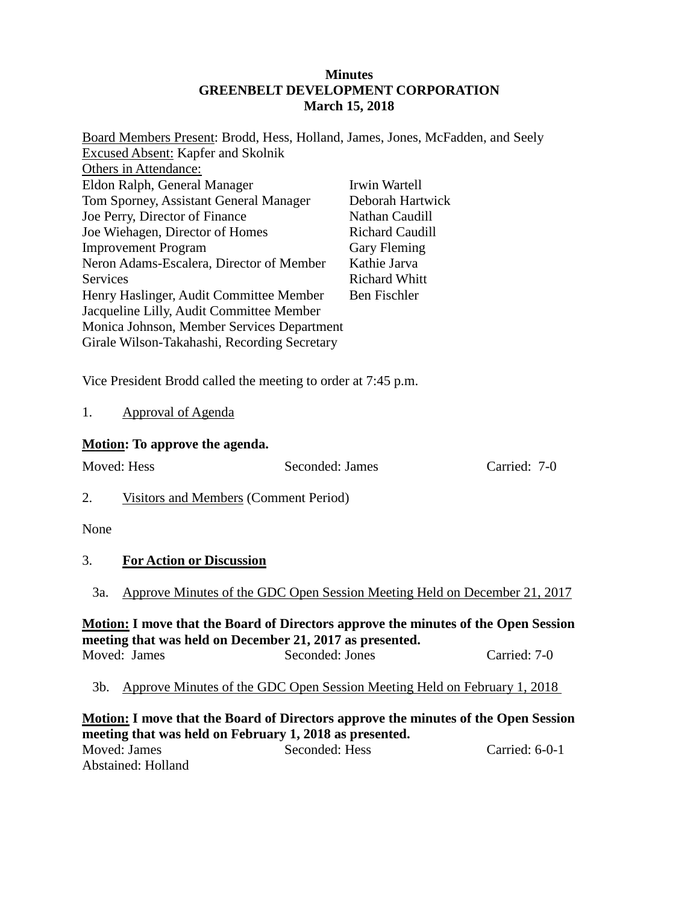**Minutes**
**GREENBELT DEVELOPMENT CORPORATION**
**March 15, 2018**

Board Members Present: Brodd, Hess, Holland, James, Jones, McFadden, and Seely
Excused Absent: Kapfer and Skolnik
Others in Attendance:

Eldon Ralph, General Manager
Tom Sporney, Assistant General Manager
Joe Perry, Director of Finance
Joe Wiehagen, Director of Homes Improvement Program
Neron Adams-Escalera, Director of Member Services
Henry Haslinger, Audit Committee Member
Jacqueline Lilly, Audit Committee Member
Monica Johnson, Member Services Department
Girale Wilson-Takahashi, Recording Secretary

Irwin Wartell
Deborah Hartwick
Nathan Caudill
Richard Caudill
Gary Fleming
Kathie Jarva
Richard Whitt
Ben Fischler

Vice President Brodd called the meeting to order at 7:45 p.m.

1. Approval of Agenda

**Motion: To approve the agenda.**

Moved: Hess — Seconded: James — Carried: 7-0

2. Visitors and Members (Comment Period)

None

3. **For Action or Discussion**

3a. Approve Minutes of the GDC Open Session Meeting Held on December 21, 2017

**Motion: I move that the Board of Directors approve the minutes of the Open Session meeting that was held on December 21, 2017 as presented.**

Moved: James — Seconded: Jones — Carried: 7-0

3b. Approve Minutes of the GDC Open Session Meeting Held on February 1, 2018

**Motion: I move that the Board of Directors approve the minutes of the Open Session meeting that was held on February 1, 2018 as presented.**

Moved: James — Seconded: Hess — Carried: 6-0-1

Abstained: Holland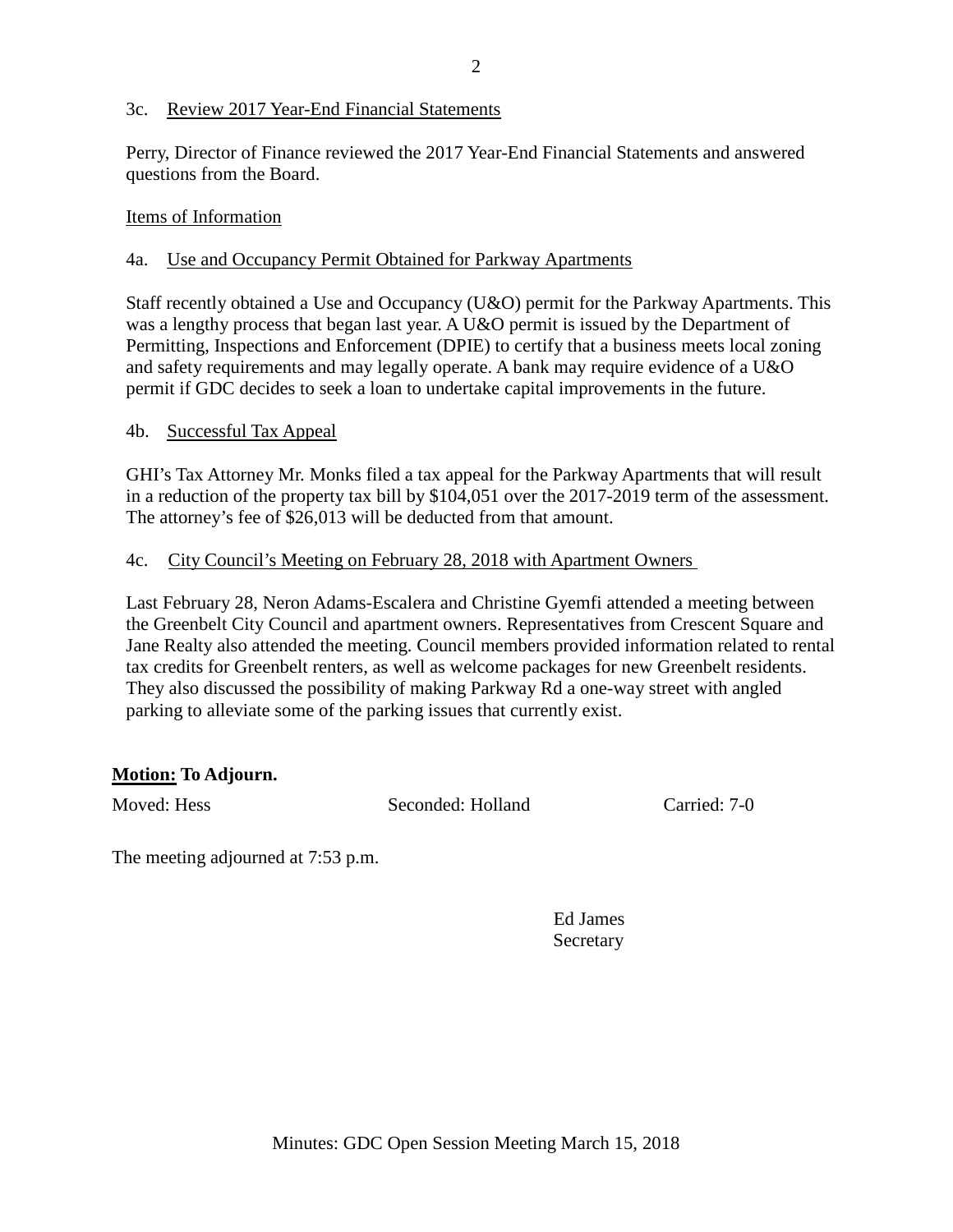3c. Review 2017 Year-End Financial Statements

Perry, Director of Finance reviewed the 2017 Year-End Financial Statements and answered questions from the Board.

Items of Information

4a. Use and Occupancy Permit Obtained for Parkway Apartments

Staff recently obtained a Use and Occupancy (U&O) permit for the Parkway Apartments. This was a lengthy process that began last year. A U&O permit is issued by the Department of Permitting, Inspections and Enforcement (DPIE) to certify that a business meets local zoning and safety requirements and may legally operate. A bank may require evidence of a U&O permit if GDC decides to seek a loan to undertake capital improvements in the future.

4b. Successful Tax Appeal

GHI's Tax Attorney Mr. Monks filed a tax appeal for the Parkway Apartments that will result in a reduction of the property tax bill by $104,051 over the 2017-2019 term of the assessment. The attorney's fee of $26,013 will be deducted from that amount.

4c. City Council's Meeting on February 28, 2018 with Apartment Owners

Last February 28, Neron Adams-Escalera and Christine Gyemfi attended a meeting between the Greenbelt City Council and apartment owners. Representatives from Crescent Square and Jane Realty also attended the meeting. Council members provided information related to rental tax credits for Greenbelt renters, as well as welcome packages for new Greenbelt residents. They also discussed the possibility of making Parkway Rd a one-way street with angled parking to alleviate some of the parking issues that currently exist.

**Motion: To Adjourn.**

Moved: Hess Seconded: Holland Carried: 7-0

The meeting adjourned at 7:53 p.m.

Ed James
Secretary

Minutes: GDC Open Session Meeting March 15, 2018